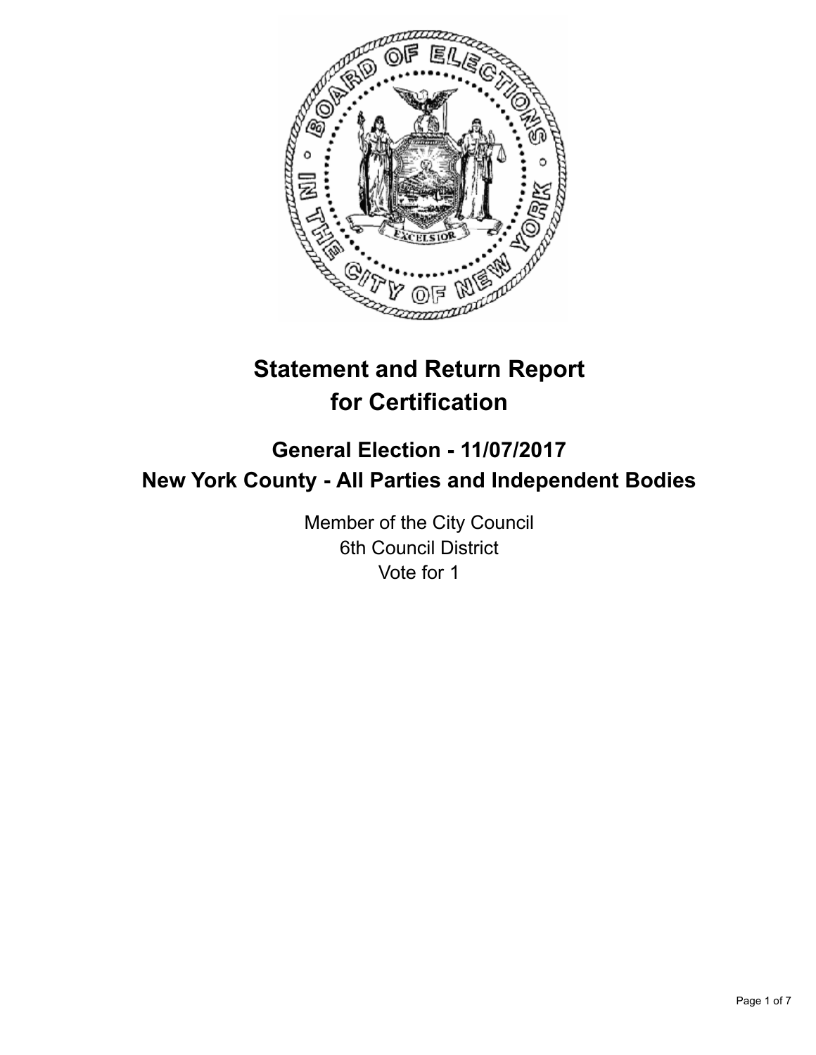# Statement and Return Report for Certification

## General Election - 11/07/2017
## New York County - All Parties and Independent Bodies

Member of the City Council
6th Council District
Vote for 1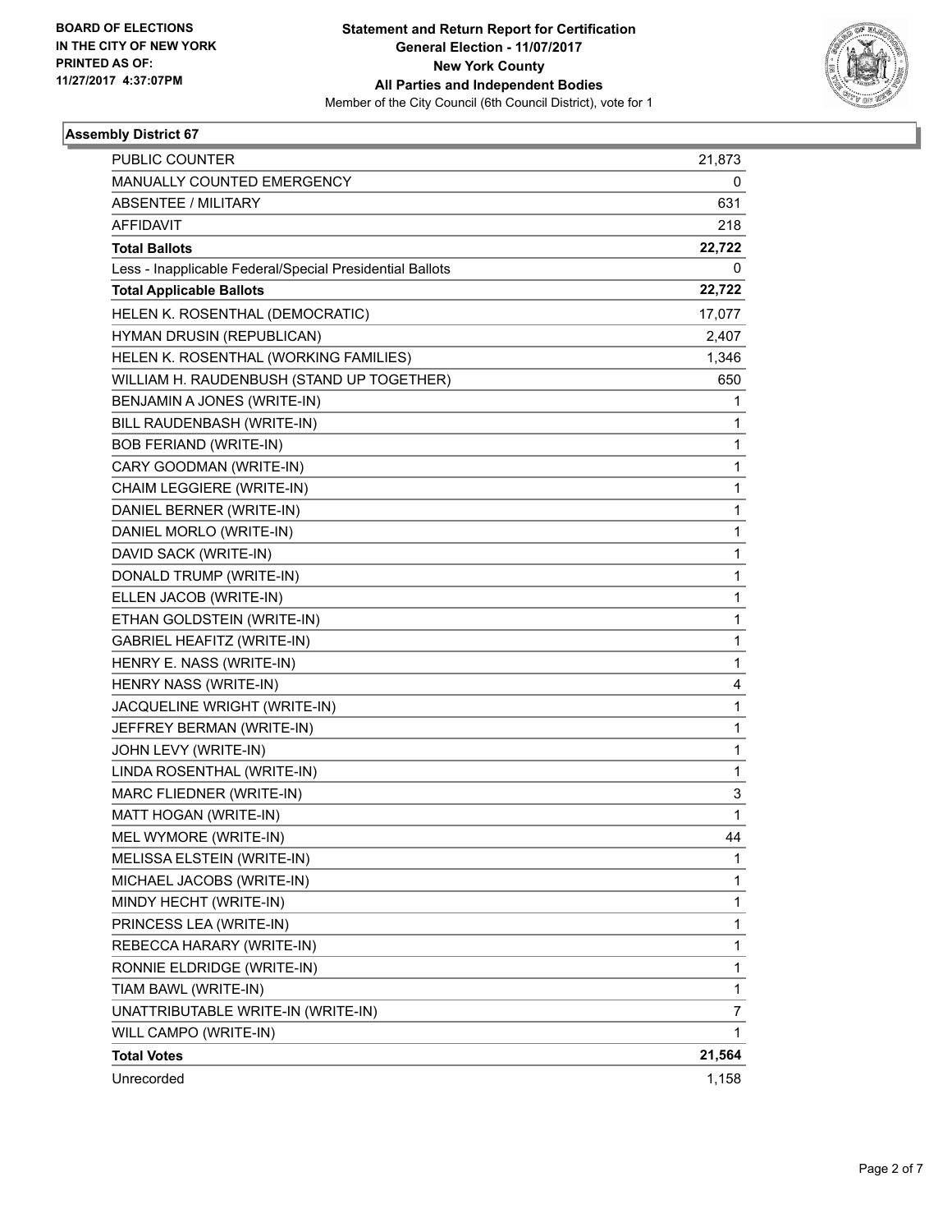BOARD OF ELECTIONS
IN THE CITY OF NEW YORK
PRINTED AS OF:
11/27/2017 4:37:07PM

**Statement and Return Report for Certification**
**General Election - 11/07/2017**
**New York County**
**All Parties and Independent Bodies**
Member of the City Council (6th Council District), vote for 1

## Assembly District 67

| | |
|---|---|
| PUBLIC COUNTER | 21,873 |
| MANUALLY COUNTED EMERGENCY | 0 |
| ABSENTEE / MILITARY | 631 |
| AFFIDAVIT | 218 |
| **Total Ballots** | **22,722** |
| Less - Inapplicable Federal/Special Presidential Ballots | 0 |
| **Total Applicable Ballots** | **22,722** |
| HELEN K. ROSENTHAL (DEMOCRATIC) | 17,077 |
| HYMAN DRUSIN (REPUBLICAN) | 2,407 |
| HELEN K. ROSENTHAL (WORKING FAMILIES) | 1,346 |
| WILLIAM H. RAUDENBUSH (STAND UP TOGETHER) | 650 |
| BENJAMIN A JONES (WRITE-IN) | 1 |
| BILL RAUDENBASH (WRITE-IN) | 1 |
| BOB FERIAND (WRITE-IN) | 1 |
| CARY GOODMAN (WRITE-IN) | 1 |
| CHAIM LEGGIERE (WRITE-IN) | 1 |
| DANIEL BERNER (WRITE-IN) | 1 |
| DANIEL MORLO (WRITE-IN) | 1 |
| DAVID SACK (WRITE-IN) | 1 |
| DONALD TRUMP (WRITE-IN) | 1 |
| ELLEN JACOB (WRITE-IN) | 1 |
| ETHAN GOLDSTEIN (WRITE-IN) | 1 |
| GABRIEL HEAFITZ (WRITE-IN) | 1 |
| HENRY E. NASS (WRITE-IN) | 1 |
| HENRY NASS (WRITE-IN) | 4 |
| JACQUELINE WRIGHT (WRITE-IN) | 1 |
| JEFFREY BERMAN (WRITE-IN) | 1 |
| JOHN LEVY (WRITE-IN) | 1 |
| LINDA ROSENTHAL (WRITE-IN) | 1 |
| MARC FLIEDNER (WRITE-IN) | 3 |
| MATT HOGAN (WRITE-IN) | 1 |
| MEL WYMORE (WRITE-IN) | 44 |
| MELISSA ELSTEIN (WRITE-IN) | 1 |
| MICHAEL JACOBS (WRITE-IN) | 1 |
| MINDY HECHT (WRITE-IN) | 1 |
| PRINCESS LEA (WRITE-IN) | 1 |
| REBECCA HARARY (WRITE-IN) | 1 |
| RONNIE ELDRIDGE (WRITE-IN) | 1 |
| TIAM BAWL (WRITE-IN) | 1 |
| UNATTRIBUTABLE WRITE-IN (WRITE-IN) | 7 |
| WILL CAMPO (WRITE-IN) | 1 |
| **Total Votes** | **21,564** |
| Unrecorded | 1,158 |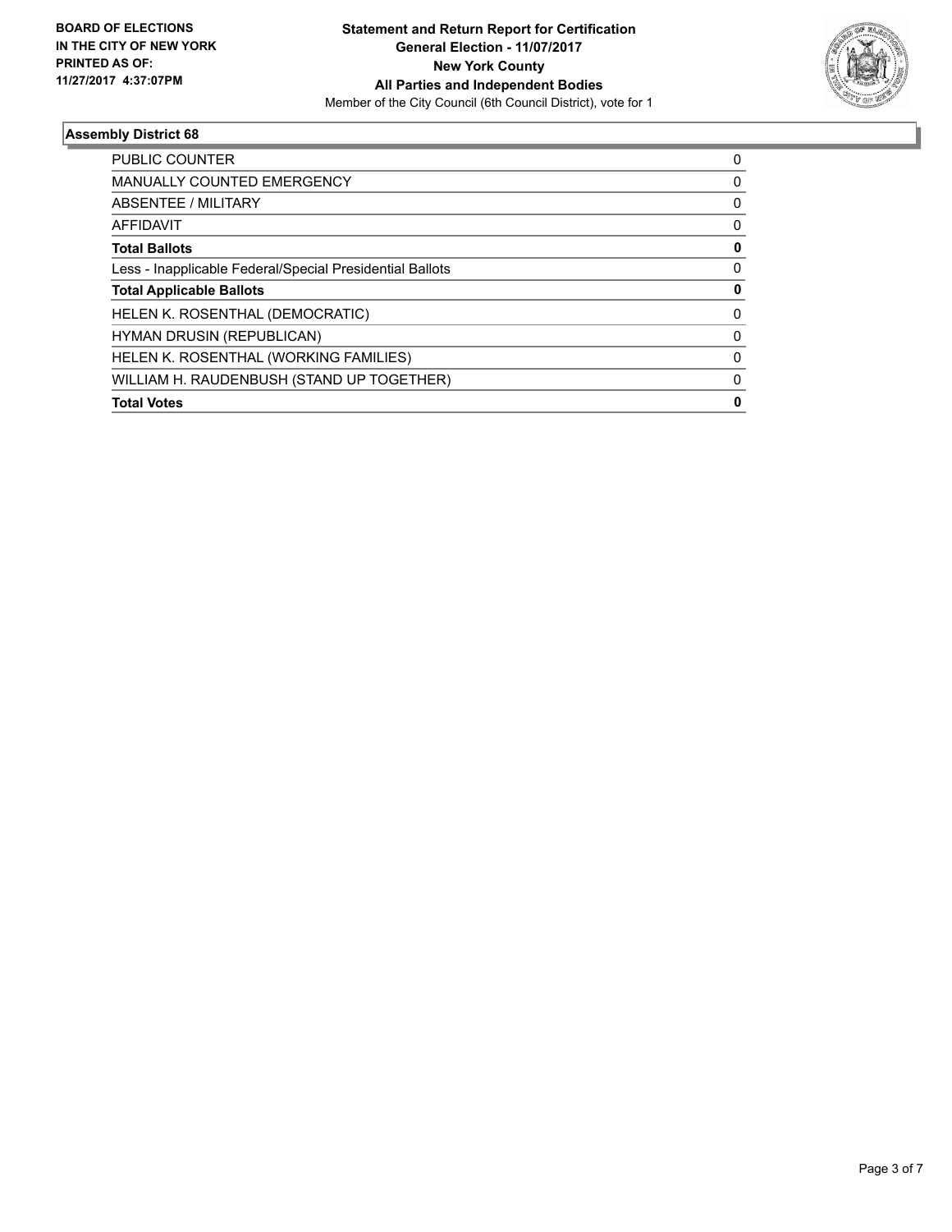**BOARD OF ELECTIONS IN THE CITY OF NEW YORK PRINTED AS OF: 11/27/2017 4:37:07PM**

**Statement and Return Report for Certification**
**General Election - 11/07/2017**
**New York County**
**All Parties and Independent Bodies**
Member of the City Council (6th Council District), vote for 1

## Assembly District 68

| | |
|---|---|
| PUBLIC COUNTER | 0 |
| MANUALLY COUNTED EMERGENCY | 0 |
| ABSENTEE / MILITARY | 0 |
| AFFIDAVIT | 0 |
| **Total Ballots** | **0** |
| Less - Inapplicable Federal/Special Presidential Ballots | 0 |
| **Total Applicable Ballots** | **0** |
| HELEN K. ROSENTHAL (DEMOCRATIC) | 0 |
| HYMAN DRUSIN (REPUBLICAN) | 0 |
| HELEN K. ROSENTHAL (WORKING FAMILIES) | 0 |
| WILLIAM H. RAUDENBUSH (STAND UP TOGETHER) | 0 |
| **Total Votes** | **0** |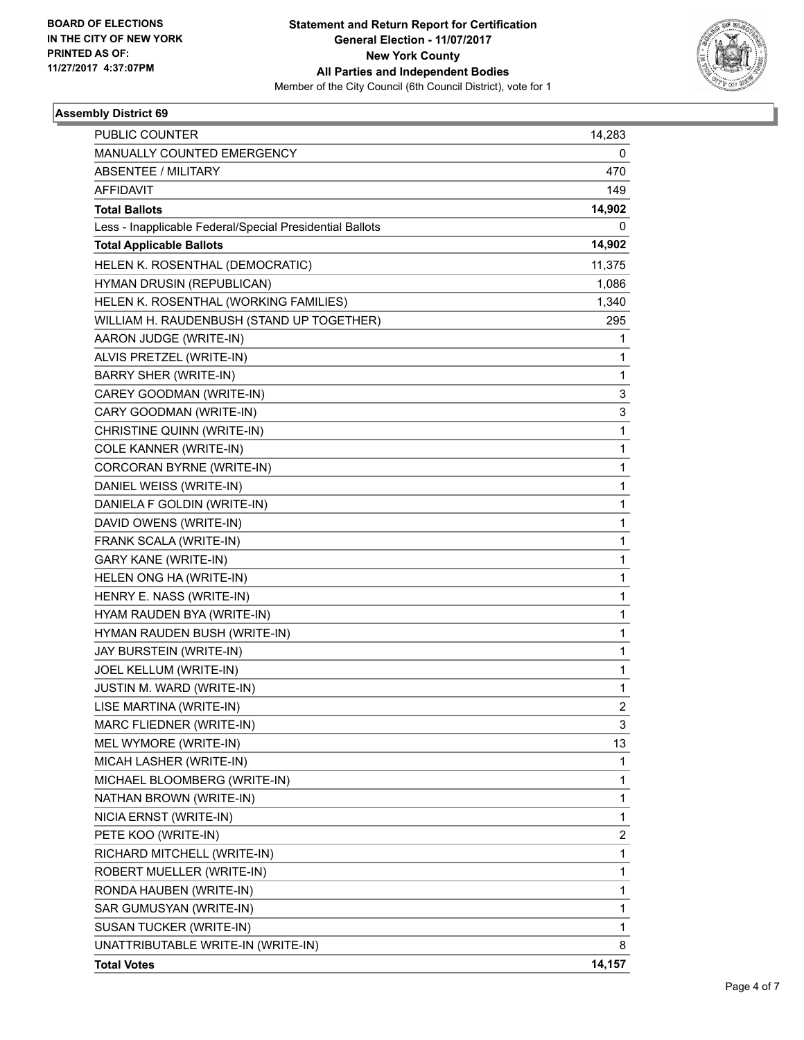BOARD OF ELECTIONS
IN THE CITY OF NEW YORK
PRINTED AS OF:
11/27/2017 4:37:07PM

**Statement and Return Report for Certification**
**General Election - 11/07/2017**
**New York County**
**All Parties and Independent Bodies**
Member of the City Council (6th Council District), vote for 1

## Assembly District 69

| | |
|---|---|
| PUBLIC COUNTER | 14,283 |
| MANUALLY COUNTED EMERGENCY | 0 |
| ABSENTEE / MILITARY | 470 |
| AFFIDAVIT | 149 |
| **Total Ballots** | **14,902** |
| Less - Inapplicable Federal/Special Presidential Ballots | 0 |
| **Total Applicable Ballots** | **14,902** |
| HELEN K. ROSENTHAL (DEMOCRATIC) | 11,375 |
| HYMAN DRUSIN (REPUBLICAN) | 1,086 |
| HELEN K. ROSENTHAL (WORKING FAMILIES) | 1,340 |
| WILLIAM H. RAUDENBUSH (STAND UP TOGETHER) | 295 |
| AARON JUDGE (WRITE-IN) | 1 |
| ALVIS PRETZEL (WRITE-IN) | 1 |
| BARRY SHER (WRITE-IN) | 1 |
| CAREY GOODMAN (WRITE-IN) | 3 |
| CARY GOODMAN (WRITE-IN) | 3 |
| CHRISTINE QUINN (WRITE-IN) | 1 |
| COLE KANNER (WRITE-IN) | 1 |
| CORCORAN BYRNE (WRITE-IN) | 1 |
| DANIEL WEISS (WRITE-IN) | 1 |
| DANIELA F GOLDIN (WRITE-IN) | 1 |
| DAVID OWENS (WRITE-IN) | 1 |
| FRANK SCALA (WRITE-IN) | 1 |
| GARY KANE (WRITE-IN) | 1 |
| HELEN ONG HA (WRITE-IN) | 1 |
| HENRY E. NASS (WRITE-IN) | 1 |
| HYAM RAUDEN BYA (WRITE-IN) | 1 |
| HYMAN RAUDEN BUSH (WRITE-IN) | 1 |
| JAY BURSTEIN (WRITE-IN) | 1 |
| JOEL KELLUM (WRITE-IN) | 1 |
| JUSTIN M. WARD (WRITE-IN) | 1 |
| LISE MARTINA (WRITE-IN) | 2 |
| MARC FLIEDNER (WRITE-IN) | 3 |
| MEL WYMORE (WRITE-IN) | 13 |
| MICAH LASHER (WRITE-IN) | 1 |
| MICHAEL BLOOMBERG (WRITE-IN) | 1 |
| NATHAN BROWN (WRITE-IN) | 1 |
| NICIA ERNST (WRITE-IN) | 1 |
| PETE KOO (WRITE-IN) | 2 |
| RICHARD MITCHELL (WRITE-IN) | 1 |
| ROBERT MUELLER (WRITE-IN) | 1 |
| RONDA HAUBEN (WRITE-IN) | 1 |
| SAR GUMUSYAN (WRITE-IN) | 1 |
| SUSAN TUCKER (WRITE-IN) | 1 |
| UNATTRIBUTABLE WRITE-IN (WRITE-IN) | 8 |
| **Total Votes** | **14,157** |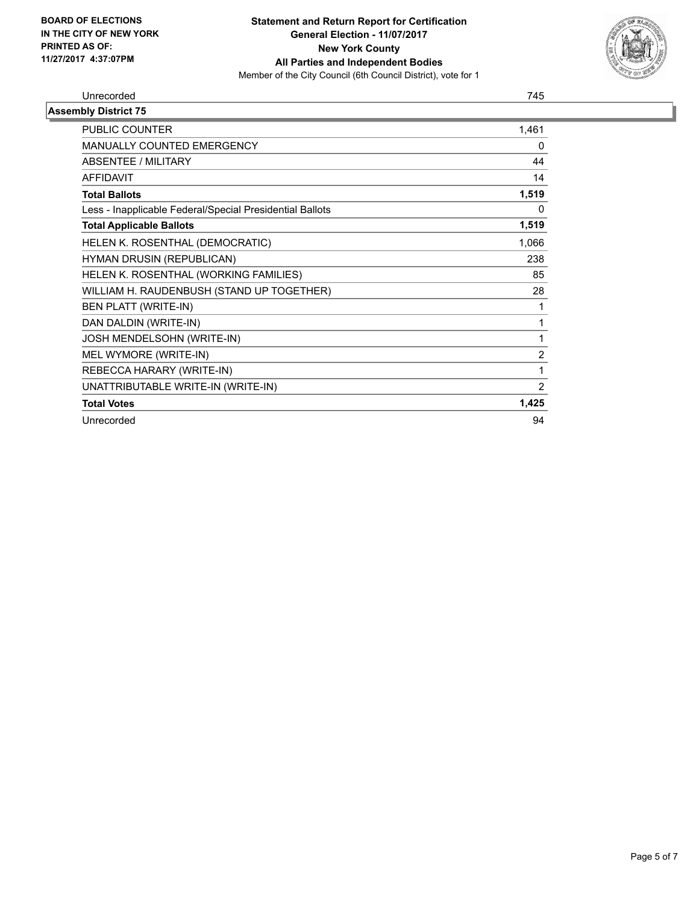| | |
|---|---|
| Unrecorded | 745 |

**Assembly District 75**

| | |
|---|---|
| PUBLIC COUNTER | 1,461 |
| MANUALLY COUNTED EMERGENCY | 0 |
| ABSENTEE / MILITARY | 44 |
| AFFIDAVIT | 14 |
| **Total Ballots** | **1,519** |
| Less - Inapplicable Federal/Special Presidential Ballots | 0 |
| **Total Applicable Ballots** | **1,519** |
| HELEN K. ROSENTHAL (DEMOCRATIC) | 1,066 |
| HYMAN DRUSIN (REPUBLICAN) | 238 |
| HELEN K. ROSENTHAL (WORKING FAMILIES) | 85 |
| WILLIAM H. RAUDENBUSH (STAND UP TOGETHER) | 28 |
| BEN PLATT (WRITE-IN) | 1 |
| DAN DALDIN (WRITE-IN) | 1 |
| JOSH MENDELSOHN (WRITE-IN) | 1 |
| MEL WYMORE (WRITE-IN) | 2 |
| REBECCA HARARY (WRITE-IN) | 1 |
| UNATTRIBUTABLE WRITE-IN (WRITE-IN) | 2 |
| **Total Votes** | **1,425** |
| Unrecorded | 94 |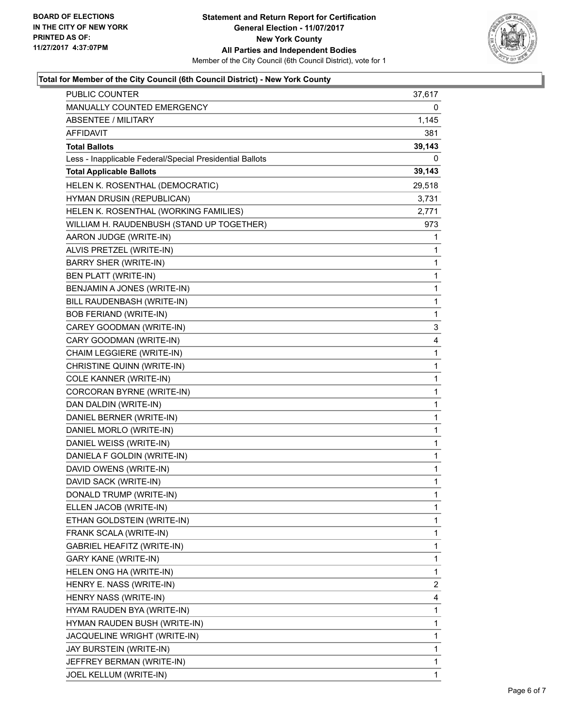**BOARD OF ELECTIONS**
**IN THE CITY OF NEW YORK**
**PRINTED AS OF:**
**11/27/2017 4:37:07PM**

# Statement and Return Report for Certification
## General Election - 11/07/2017
## New York County
## All Parties and Independent Bodies

Member of the City Council (6th Council District), vote for 1

### Total for Member of the City Council (6th Council District) - New York County

| | |
|---|---|
| PUBLIC COUNTER | 37,617 |
| MANUALLY COUNTED EMERGENCY | 0 |
| ABSENTEE / MILITARY | 1,145 |
| AFFIDAVIT | 381 |
| **Total Ballots** | **39,143** |
| Less - Inapplicable Federal/Special Presidential Ballots | 0 |
| **Total Applicable Ballots** | **39,143** |
| HELEN K. ROSENTHAL (DEMOCRATIC) | 29,518 |
| HYMAN DRUSIN (REPUBLICAN) | 3,731 |
| HELEN K. ROSENTHAL (WORKING FAMILIES) | 2,771 |
| WILLIAM H. RAUDENBUSH (STAND UP TOGETHER) | 973 |
| AARON JUDGE (WRITE-IN) | 1 |
| ALVIS PRETZEL (WRITE-IN) | 1 |
| BARRY SHER (WRITE-IN) | 1 |
| BEN PLATT (WRITE-IN) | 1 |
| BENJAMIN A JONES (WRITE-IN) | 1 |
| BILL RAUDENBASH (WRITE-IN) | 1 |
| BOB FERIAND (WRITE-IN) | 1 |
| CAREY GOODMAN (WRITE-IN) | 3 |
| CARY GOODMAN (WRITE-IN) | 4 |
| CHAIM LEGGIERE (WRITE-IN) | 1 |
| CHRISTINE QUINN (WRITE-IN) | 1 |
| COLE KANNER (WRITE-IN) | 1 |
| CORCORAN BYRNE (WRITE-IN) | 1 |
| DAN DALDIN (WRITE-IN) | 1 |
| DANIEL BERNER (WRITE-IN) | 1 |
| DANIEL MORLO (WRITE-IN) | 1 |
| DANIEL WEISS (WRITE-IN) | 1 |
| DANIELA F GOLDIN (WRITE-IN) | 1 |
| DAVID OWENS (WRITE-IN) | 1 |
| DAVID SACK (WRITE-IN) | 1 |
| DONALD TRUMP (WRITE-IN) | 1 |
| ELLEN JACOB (WRITE-IN) | 1 |
| ETHAN GOLDSTEIN (WRITE-IN) | 1 |
| FRANK SCALA (WRITE-IN) | 1 |
| GABRIEL HEAFITZ (WRITE-IN) | 1 |
| GARY KANE (WRITE-IN) | 1 |
| HELEN ONG HA (WRITE-IN) | 1 |
| HENRY E. NASS (WRITE-IN) | 2 |
| HENRY NASS (WRITE-IN) | 4 |
| HYAM RAUDEN BYA (WRITE-IN) | 1 |
| HYMAN RAUDEN BUSH (WRITE-IN) | 1 |
| JACQUELINE WRIGHT (WRITE-IN) | 1 |
| JAY BURSTEIN (WRITE-IN) | 1 |
| JEFFREY BERMAN (WRITE-IN) | 1 |
| JOEL KELLUM (WRITE-IN) | 1 |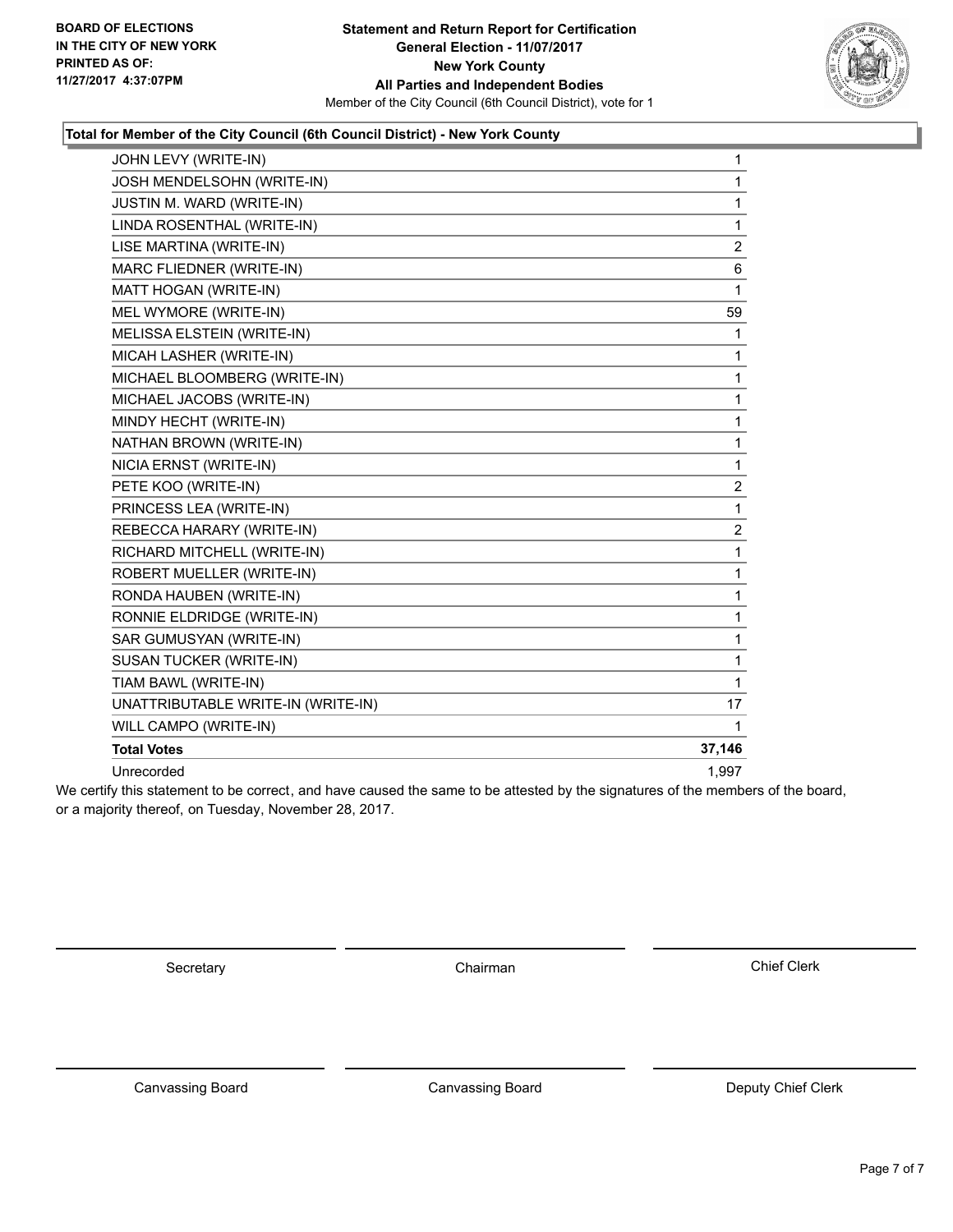**BOARD OF ELECTIONS IN THE CITY OF NEW YORK PRINTED AS OF: 11/27/2017 4:37:07PM**

**Statement and Return Report for Certification General Election - 11/07/2017 New York County All Parties and Independent Bodies**

Member of the City Council (6th Council District), vote for 1

### Total for Member of the City Council (6th Council District) - New York County

| | |
|---|---|
| JOHN LEVY (WRITE-IN) | 1 |
| JOSH MENDELSOHN (WRITE-IN) | 1 |
| JUSTIN M. WARD (WRITE-IN) | 1 |
| LINDA ROSENTHAL (WRITE-IN) | 1 |
| LISE MARTINA (WRITE-IN) | 2 |
| MARC FLIEDNER (WRITE-IN) | 6 |
| MATT HOGAN (WRITE-IN) | 1 |
| MEL WYMORE (WRITE-IN) | 59 |
| MELISSA ELSTEIN (WRITE-IN) | 1 |
| MICAH LASHER (WRITE-IN) | 1 |
| MICHAEL BLOOMBERG (WRITE-IN) | 1 |
| MICHAEL JACOBS (WRITE-IN) | 1 |
| MINDY HECHT (WRITE-IN) | 1 |
| NATHAN BROWN (WRITE-IN) | 1 |
| NICIA ERNST (WRITE-IN) | 1 |
| PETE KOO (WRITE-IN) | 2 |
| PRINCESS LEA (WRITE-IN) | 1 |
| REBECCA HARARY (WRITE-IN) | 2 |
| RICHARD MITCHELL (WRITE-IN) | 1 |
| ROBERT MUELLER (WRITE-IN) | 1 |
| RONDA HAUBEN (WRITE-IN) | 1 |
| RONNIE ELDRIDGE (WRITE-IN) | 1 |
| SAR GUMUSYAN (WRITE-IN) | 1 |
| SUSAN TUCKER (WRITE-IN) | 1 |
| TIAM BAWL (WRITE-IN) | 1 |
| UNATTRIBUTABLE WRITE-IN (WRITE-IN) | 17 |
| WILL CAMPO (WRITE-IN) | 1 |
| **Total Votes** | **37,146** |
| Unrecorded | 1,997 |

We certify this statement to be correct, and have caused the same to be attested by the signatures of the members of the board, or a majority thereof, on Tuesday, November 28, 2017.

| | | |
|---|---|---|
| Secretary | Chairman | Chief Clerk |
| Canvassing Board | Canvassing Board | Deputy Chief Clerk |